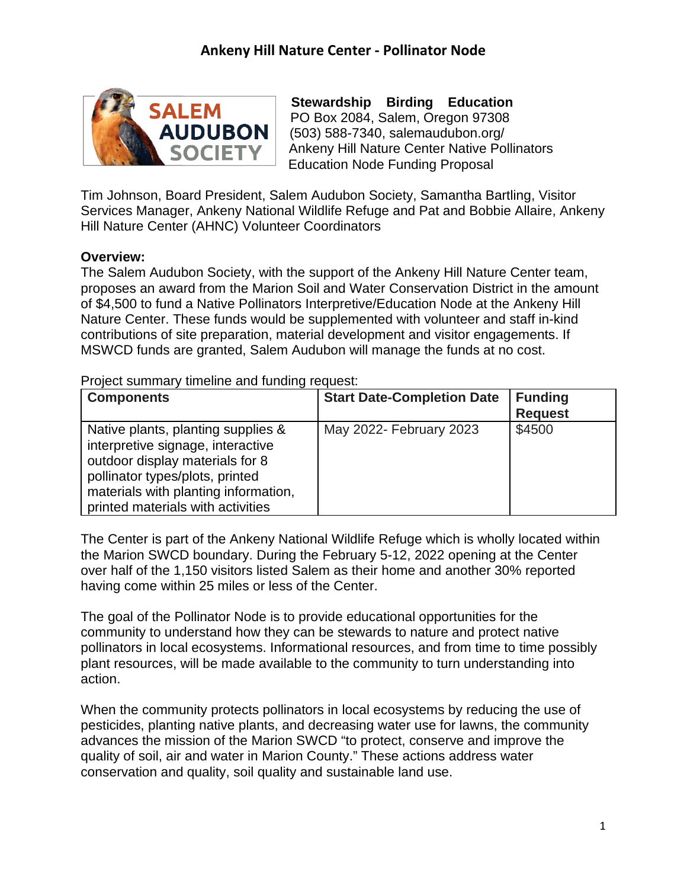# Ankeny Hill Nature Center - Pollinator Node

SALEM AUDUBON SOCIETY

**Stewardship Birding Education**
PO Box 2084, Salem, Oregon 97308
(503) 588-7340, salemaudubon.org/
Ankeny Hill Nature Center Native Pollinators Education Node Funding Proposal

Tim Johnson, Board President, Salem Audubon Society, Samantha Bartling, Visitor Services Manager, Ankeny National Wildlife Refuge and Pat and Bobbie Allaire, Ankeny Hill Nature Center (AHNC) Volunteer Coordinators

**Overview:**
The Salem Audubon Society, with the support of the Ankeny Hill Nature Center team, proposes an award from the Marion Soil and Water Conservation District in the amount of $4,500 to fund a Native Pollinators Interpretive/Education Node at the Ankeny Hill Nature Center. These funds would be supplemented with volunteer and staff in-kind contributions of site preparation, material development and visitor engagements. If MSWCD funds are granted, Salem Audubon will manage the funds at no cost.

Project summary timeline and funding request:

| Components | Start Date-Completion Date | Funding Request |
|---|---|---|
| Native plants, planting supplies & interpretive signage, interactive outdoor display materials for 8 pollinator types/plots, printed materials with planting information, printed materials with activities | May 2022- February 2023 | $4500 |

The Center is part of the Ankeny National Wildlife Refuge which is wholly located within the Marion SWCD boundary. During the February 5-12, 2022 opening at the Center over half of the 1,150 visitors listed Salem as their home and another 30% reported having come within 25 miles or less of the Center.

The goal of the Pollinator Node is to provide educational opportunities for the community to understand how they can be stewards to nature and protect native pollinators in local ecosystems. Informational resources, and from time to time possibly plant resources, will be made available to the community to turn understanding into action.

When the community protects pollinators in local ecosystems by reducing the use of pesticides, planting native plants, and decreasing water use for lawns, the community advances the mission of the Marion SWCD "to protect, conserve and improve the quality of soil, air and water in Marion County." These actions address water conservation and quality, soil quality and sustainable land use.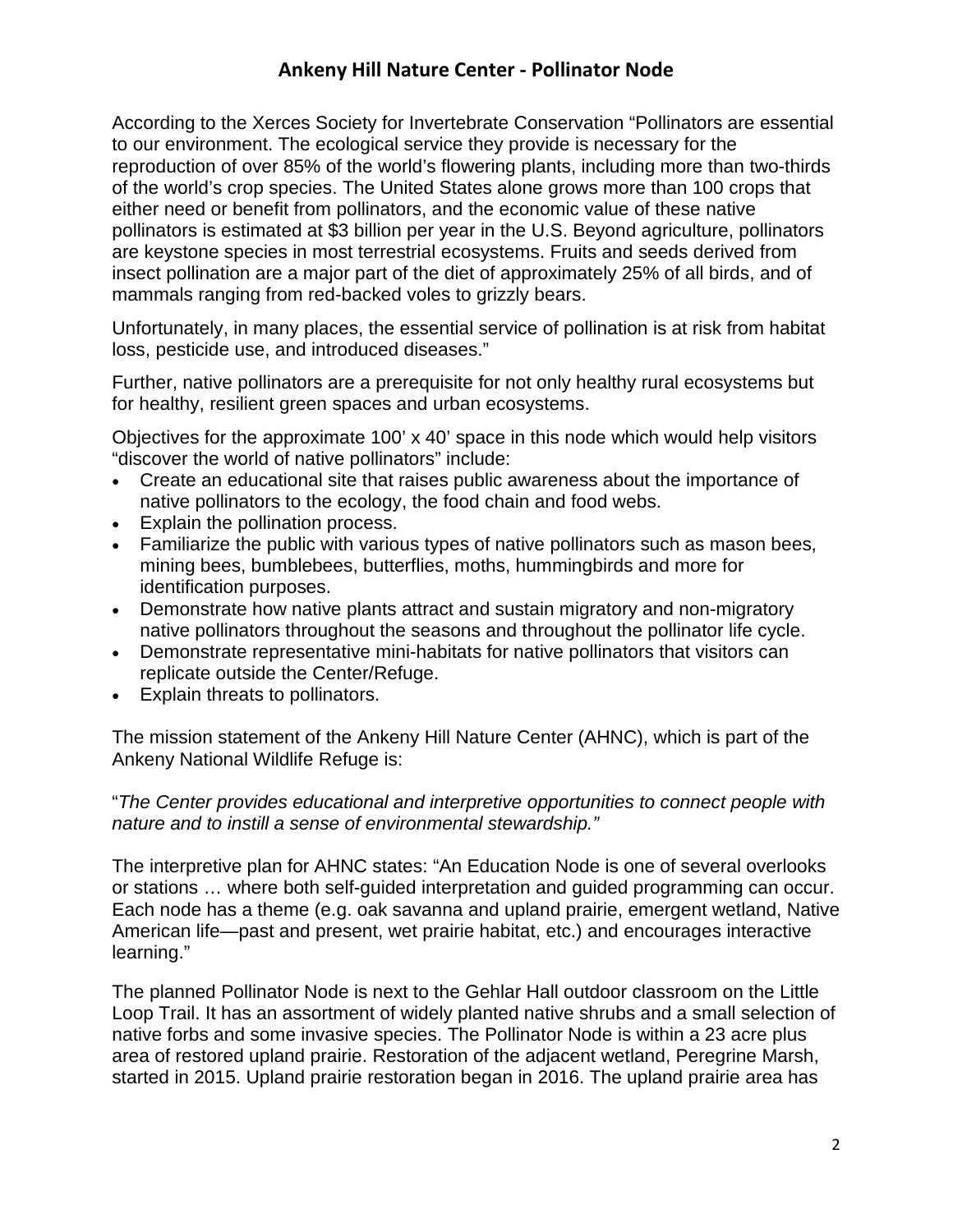## Ankeny Hill Nature Center - Pollinator Node

According to the Xerces Society for Invertebrate Conservation "Pollinators are essential to our environment. The ecological service they provide is necessary for the reproduction of over 85% of the world's flowering plants, including more than two-thirds of the world's crop species. The United States alone grows more than 100 crops that either need or benefit from pollinators, and the economic value of these native pollinators is estimated at $3 billion per year in the U.S. Beyond agriculture, pollinators are keystone species in most terrestrial ecosystems. Fruits and seeds derived from insect pollination are a major part of the diet of approximately 25% of all birds, and of mammals ranging from red-backed voles to grizzly bears.

Unfortunately, in many places, the essential service of pollination is at risk from habitat loss, pesticide use, and introduced diseases."

Further, native pollinators are a prerequisite for not only healthy rural ecosystems but for healthy, resilient green spaces and urban ecosystems.

Objectives for the approximate 100' x 40' space in this node which would help visitors "discover the world of native pollinators" include:

- Create an educational site that raises public awareness about the importance of native pollinators to the ecology, the food chain and food webs.
- Explain the pollination process.
- Familiarize the public with various types of native pollinators such as mason bees, mining bees, bumblebees, butterflies, moths, hummingbirds and more for identification purposes.
- Demonstrate how native plants attract and sustain migratory and non-migratory native pollinators throughout the seasons and throughout the pollinator life cycle.
- Demonstrate representative mini-habitats for native pollinators that visitors can replicate outside the Center/Refuge.
- Explain threats to pollinators.

The mission statement of the Ankeny Hill Nature Center (AHNC), which is part of the Ankeny National Wildlife Refuge is:

"*The Center provides educational and interpretive opportunities to connect people with nature and to instill a sense of environmental stewardship."*

The interpretive plan for AHNC states: "An Education Node is one of several overlooks or stations … where both self-guided interpretation and guided programming can occur. Each node has a theme (e.g. oak savanna and upland prairie, emergent wetland, Native American life—past and present, wet prairie habitat, etc.) and encourages interactive learning."

The planned Pollinator Node is next to the Gehlar Hall outdoor classroom on the Little Loop Trail. It has an assortment of widely planted native shrubs and a small selection of native forbs and some invasive species. The Pollinator Node is within a 23 acre plus area of restored upland prairie. Restoration of the adjacent wetland, Peregrine Marsh, started in 2015. Upland prairie restoration began in 2016. The upland prairie area has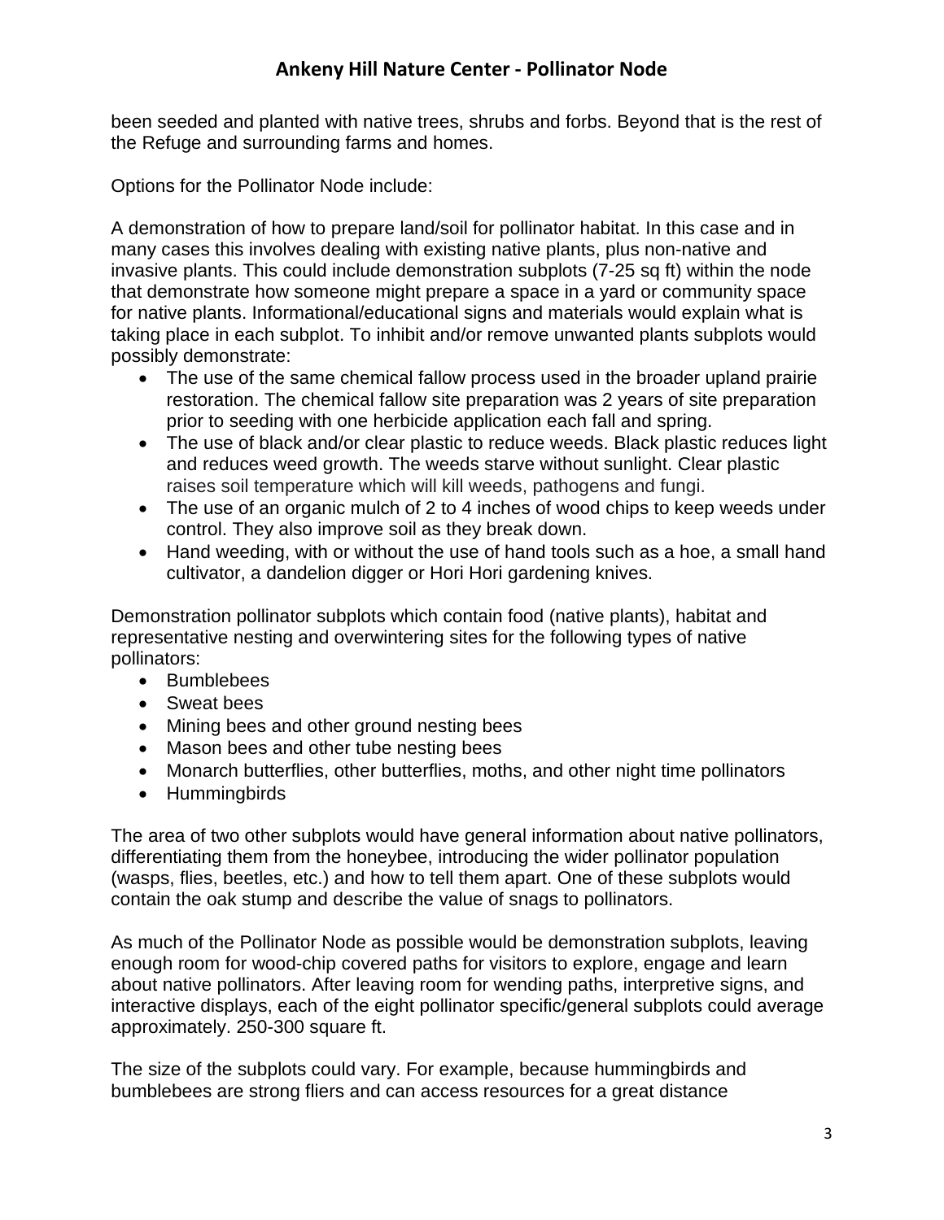been seeded and planted with native trees, shrubs and forbs. Beyond that is the rest of the Refuge and surrounding farms and homes.

Options for the Pollinator Node include:

A demonstration of how to prepare land/soil for pollinator habitat. In this case and in many cases this involves dealing with existing native plants, plus non-native and invasive plants. This could include demonstration subplots (7-25 sq ft) within the node that demonstrate how someone might prepare a space in a yard or community space for native plants. Informational/educational signs and materials would explain what is taking place in each subplot. To inhibit and/or remove unwanted plants subplots would possibly demonstrate:

- The use of the same chemical fallow process used in the broader upland prairie restoration. The chemical fallow site preparation was 2 years of site preparation prior to seeding with one herbicide application each fall and spring.
- The use of black and/or clear plastic to reduce weeds. Black plastic reduces light and reduces weed growth. The weeds starve without sunlight. Clear plastic raises soil temperature which will kill weeds, pathogens and fungi.
- The use of an organic mulch of 2 to 4 inches of wood chips to keep weeds under control. They also improve soil as they break down.
- Hand weeding, with or without the use of hand tools such as a hoe, a small hand cultivator, a dandelion digger or Hori Hori gardening knives.

Demonstration pollinator subplots which contain food (native plants), habitat and representative nesting and overwintering sites for the following types of native pollinators:

- Bumblebees
- Sweat bees
- Mining bees and other ground nesting bees
- Mason bees and other tube nesting bees
- Monarch butterflies, other butterflies, moths, and other night time pollinators
- Hummingbirds

The area of two other subplots would have general information about native pollinators, differentiating them from the honeybee, introducing the wider pollinator population (wasps, flies, beetles, etc.) and how to tell them apart. One of these subplots would contain the oak stump and describe the value of snags to pollinators.

As much of the Pollinator Node as possible would be demonstration subplots, leaving enough room for wood-chip covered paths for visitors to explore, engage and learn about native pollinators. After leaving room for wending paths, interpretive signs, and interactive displays, each of the eight pollinator specific/general subplots could average approximately. 250-300 square ft.

The size of the subplots could vary. For example, because hummingbirds and bumblebees are strong fliers and can access resources for a great distance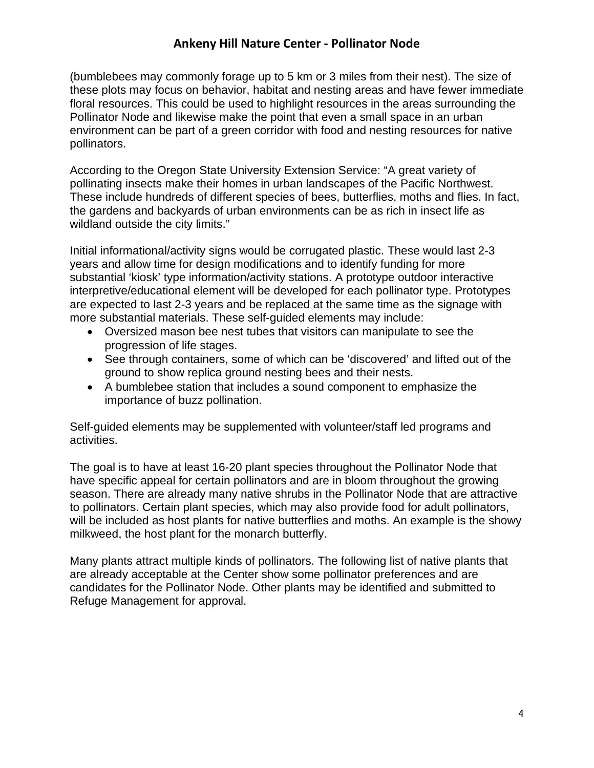(bumblebees may commonly forage up to 5 km or 3 miles from their nest). The size of these plots may focus on behavior, habitat and nesting areas and have fewer immediate floral resources. This could be used to highlight resources in the areas surrounding the Pollinator Node and likewise make the point that even a small space in an urban environment can be part of a green corridor with food and nesting resources for native pollinators.

According to the Oregon State University Extension Service: “A great variety of pollinating insects make their homes in urban landscapes of the Pacific Northwest. These include hundreds of different species of bees, butterflies, moths and flies. In fact, the gardens and backyards of urban environments can be as rich in insect life as wildland outside the city limits.”

Initial informational/activity signs would be corrugated plastic. These would last 2-3 years and allow time for design modifications and to identify funding for more substantial ‘kiosk’ type information/activity stations. A prototype outdoor interactive interpretive/educational element will be developed for each pollinator type. Prototypes are expected to last 2-3 years and be replaced at the same time as the signage with more substantial materials. These self-guided elements may include:

- Oversized mason bee nest tubes that visitors can manipulate to see the progression of life stages.
- See through containers, some of which can be ‘discovered’ and lifted out of the ground to show replica ground nesting bees and their nests.
- A bumblebee station that includes a sound component to emphasize the importance of buzz pollination.

Self-guided elements may be supplemented with volunteer/staff led programs and activities.

The goal is to have at least 16-20 plant species throughout the Pollinator Node that have specific appeal for certain pollinators and are in bloom throughout the growing season. There are already many native shrubs in the Pollinator Node that are attractive to pollinators. Certain plant species, which may also provide food for adult pollinators, will be included as host plants for native butterflies and moths. An example is the showy milkweed, the host plant for the monarch butterfly.

Many plants attract multiple kinds of pollinators. The following list of native plants that are already acceptable at the Center show some pollinator preferences and are candidates for the Pollinator Node. Other plants may be identified and submitted to Refuge Management for approval.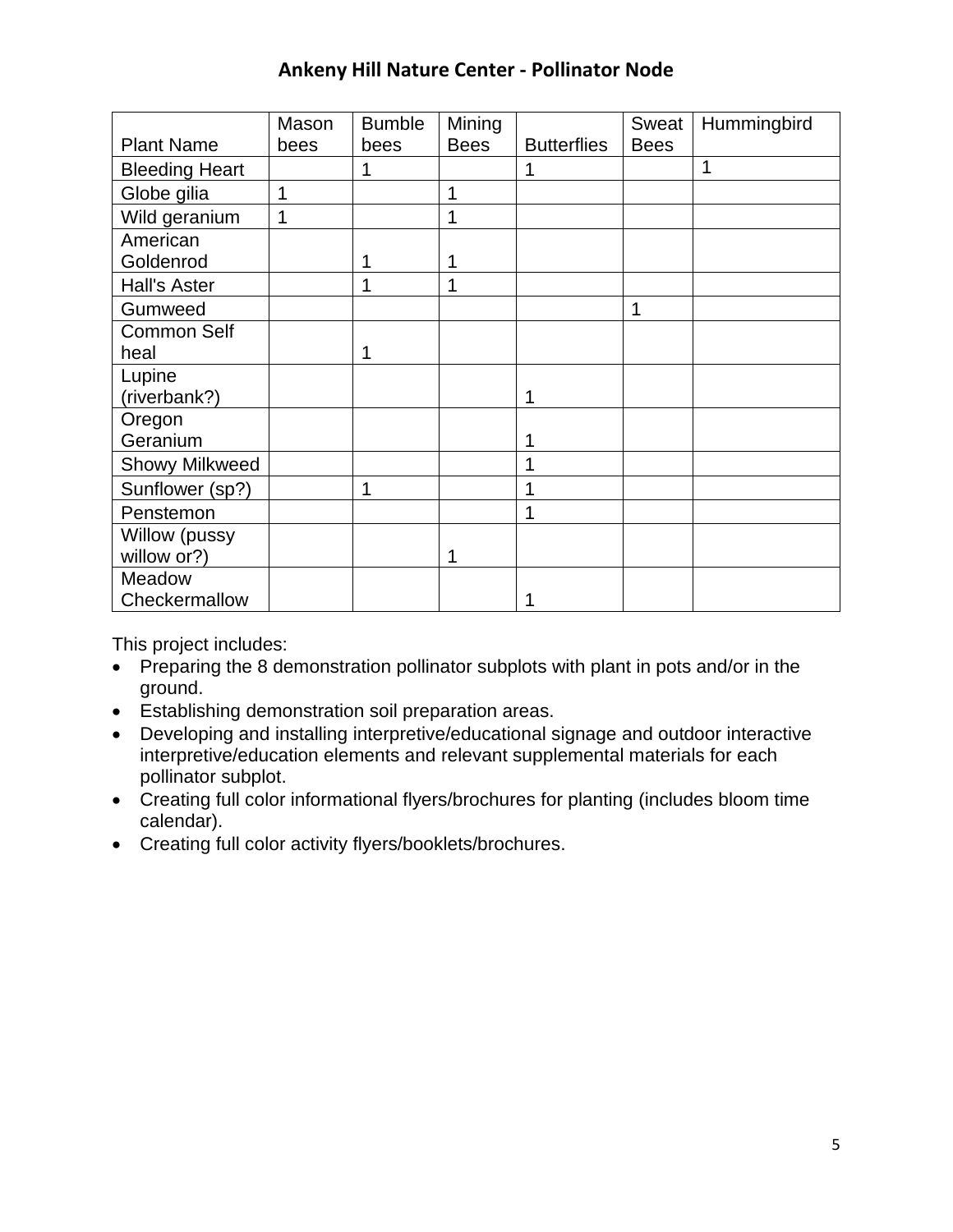## Ankeny Hill Nature Center - Pollinator Node

| Plant Name | Mason bees | Bumble bees | Mining Bees | Butterflies | Sweat Bees | Hummingbird |
|---|---|---|---|---|---|---|
| Bleeding Heart | | 1 | | 1 | | 1 |
| Globe gilia | 1 | | 1 | | | |
| Wild geranium | 1 | | 1 | | | |
| American Goldenrod | | 1 | 1 | | | |
| Hall's Aster | | 1 | 1 | | | |
| Gumweed | | | | | 1 | |
| Common Self heal | | 1 | | | | |
| Lupine (riverbank?) | | | | 1 | | |
| Oregon Geranium | | | | 1 | | |
| Showy Milkweed | | | | 1 | | |
| Sunflower (sp?) | | 1 | | 1 | | |
| Penstemon | | | | 1 | | |
| Willow (pussy willow or?) | | | 1 | | | |
| Meadow Checkermallow | | | | 1 | | |

This project includes:

- Preparing the 8 demonstration pollinator subplots with plant in pots and/or in the ground.
- Establishing demonstration soil preparation areas.
- Developing and installing interpretive/educational signage and outdoor interactive interpretive/education elements and relevant supplemental materials for each pollinator subplot.
- Creating full color informational flyers/brochures for planting (includes bloom time calendar).
- Creating full color activity flyers/booklets/brochures.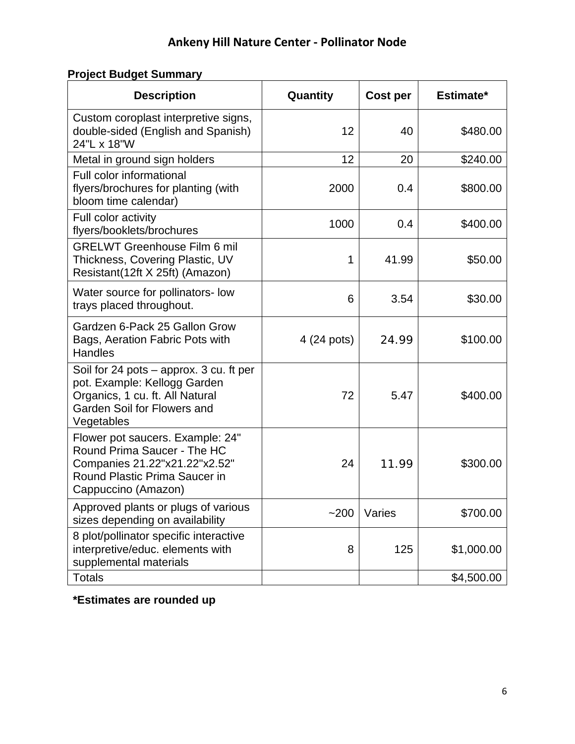# Ankeny Hill Nature Center - Pollinator Node

**Project Budget Summary**

| Description | Quantity | Cost per | Estimate* |
|---|---|---|---|
| Custom coroplast interpretive signs, double-sided (English and Spanish) 24"L x 18"W | 12 | 40 | $480.00 |
| Metal in ground sign holders | 12 | 20 | $240.00 |
| Full color informational flyers/brochures for planting (with bloom time calendar) | 2000 | 0.4 | $800.00 |
| Full color activity flyers/booklets/brochures | 1000 | 0.4 | $400.00 |
| GRELWT Greenhouse Film 6 mil Thickness, Covering Plastic, UV Resistant(12ft X 25ft) (Amazon) | 1 | 41.99 | $50.00 |
| Water source for pollinators- low trays placed throughout. | 6 | 3.54 | $30.00 |
| Gardzen 6-Pack 25 Gallon Grow Bags, Aeration Fabric Pots with Handles | 4 (24 pots) | 24.99 | $100.00 |
| Soil for 24 pots – approx. 3 cu. ft per pot. Example: Kellogg Garden Organics, 1 cu. ft. All Natural Garden Soil for Flowers and Vegetables | 72 | 5.47 | $400.00 |
| Flower pot saucers. Example: 24" Round Prima Saucer - The HC Companies 21.22"x21.22"x2.52" Round Plastic Prima Saucer in Cappuccino (Amazon) | 24 | 11.99 | $300.00 |
| Approved plants or plugs of various sizes depending on availability | ~200 | Varies | $700.00 |
| 8 plot/pollinator specific interactive interpretive/educ. elements with supplemental materials | 8 | 125 | $1,000.00 |
| Totals | | | $4,500.00 |

**\*Estimates are rounded up**